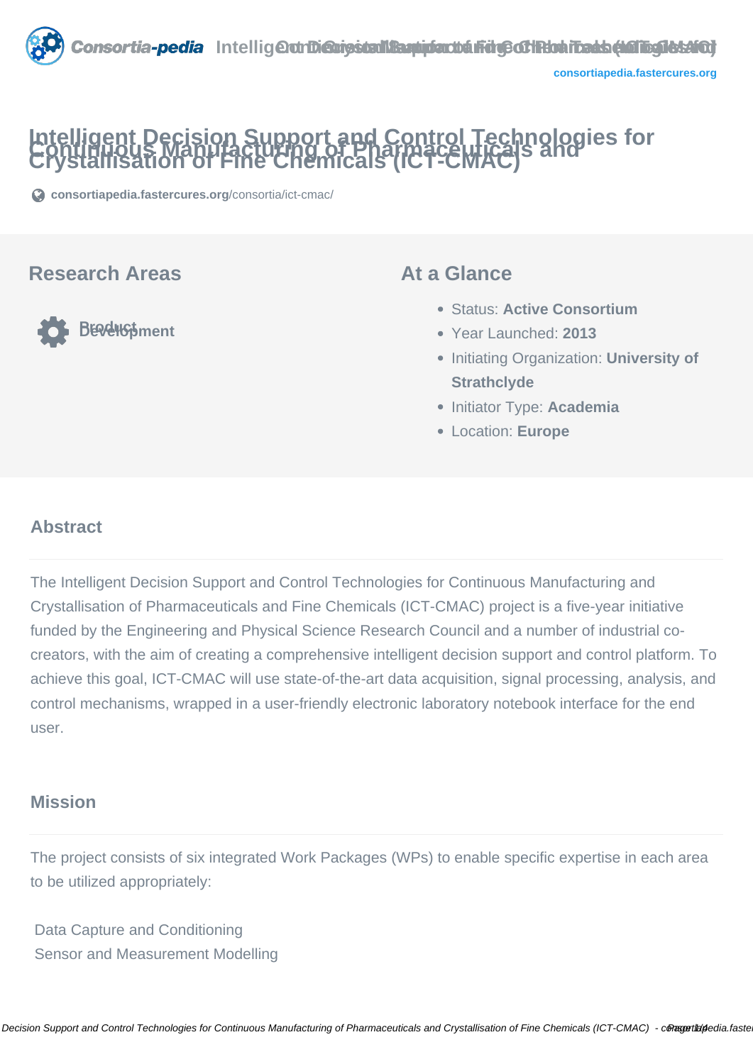# Intelligent Decision Support and Control Technologies for Continuous Manufacturing of Pharmaceuticals and Crystallisation of Fine Chemicals (ICT-CMAC)

consortiapedia.fastercures.org/consortia/ict-cmac/

## Research Areas

Product Development

## At a Glance

- Status: **Active Consortium**
- Year Launched: **2013**
- Initiating Organization: **University of Strathclyde**
- Initiator Type: **Academia**
- Location: **Europe**

## Abstract

The Intelligent Decision Support and Control Technologies for Continuous Manufacturing and Crystallisation of Pharmaceuticals and Fine Chemicals (ICT-CMAC) project is a five-year initiative funded by the Engineering and Physical Science Research Council and a number of industrial co-creators, with the aim of creating a comprehensive intelligent decision support and control platform. To achieve this goal, ICT-CMAC will use state-of-the-art data acquisition, signal processing, analysis, and control mechanisms, wrapped in a user-friendly electronic laboratory notebook interface for the end user.

## Mission

The project consists of six integrated Work Packages (WPs) to enable specific expertise in each area to be utilized appropriately:

Data Capture and Conditioning
Sensor and Measurement Modelling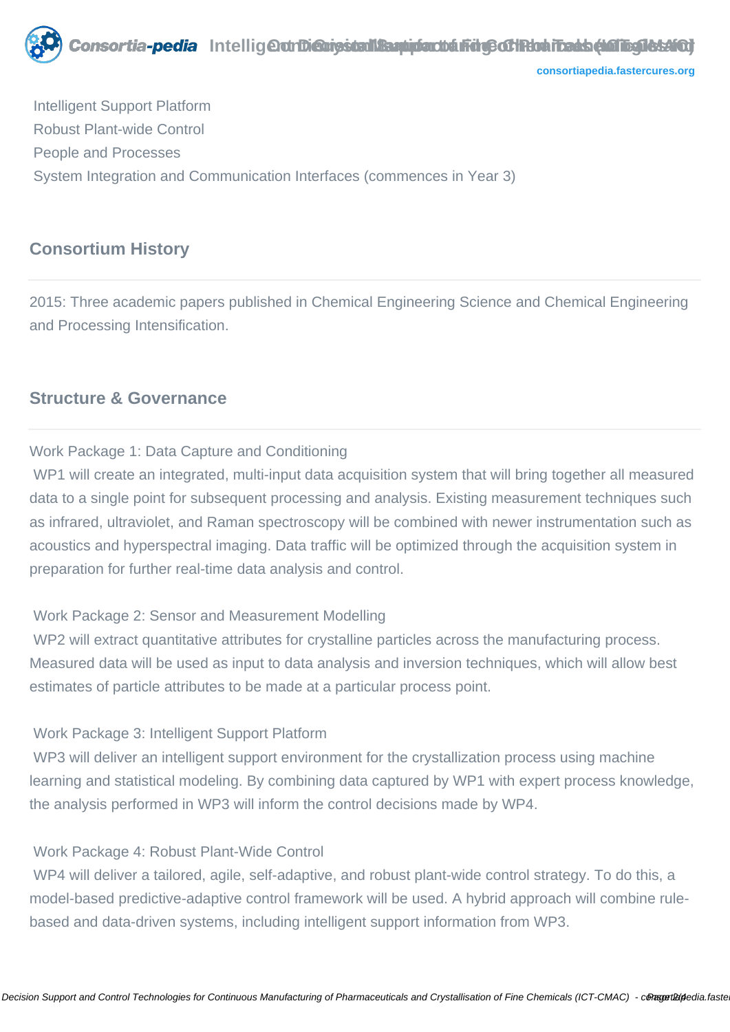Intelligent Support Platform
Robust Plant-wide Control
People and Processes
System Integration and Communication Interfaces (commences in Year 3)

## Consortium History

2015: Three academic papers published in Chemical Engineering Science and Chemical Engineering and Processing Intensification.

## Structure & Governance

Work Package 1: Data Capture and Conditioning
WP1 will create an integrated, multi-input data acquisition system that will bring together all measured data to a single point for subsequent processing and analysis. Existing measurement techniques such as infrared, ultraviolet, and Raman spectroscopy will be combined with newer instrumentation such as acoustics and hyperspectral imaging. Data traffic will be optimized through the acquisition system in preparation for further real-time data analysis and control.

Work Package 2: Sensor and Measurement Modelling
WP2 will extract quantitative attributes for crystalline particles across the manufacturing process. Measured data will be used as input to data analysis and inversion techniques, which will allow best estimates of particle attributes to be made at a particular process point.

Work Package 3: Intelligent Support Platform
WP3 will deliver an intelligent support environment for the crystallization process using machine learning and statistical modeling. By combining data captured by WP1 with expert process knowledge, the analysis performed in WP3 will inform the control decisions made by WP4.

Work Package 4: Robust Plant-Wide Control
WP4 will deliver a tailored, agile, self-adaptive, and robust plant-wide control strategy. To do this, a model-based predictive-adaptive control framework will be used. A hybrid approach will combine rule-based and data-driven systems, including intelligent support information from WP3.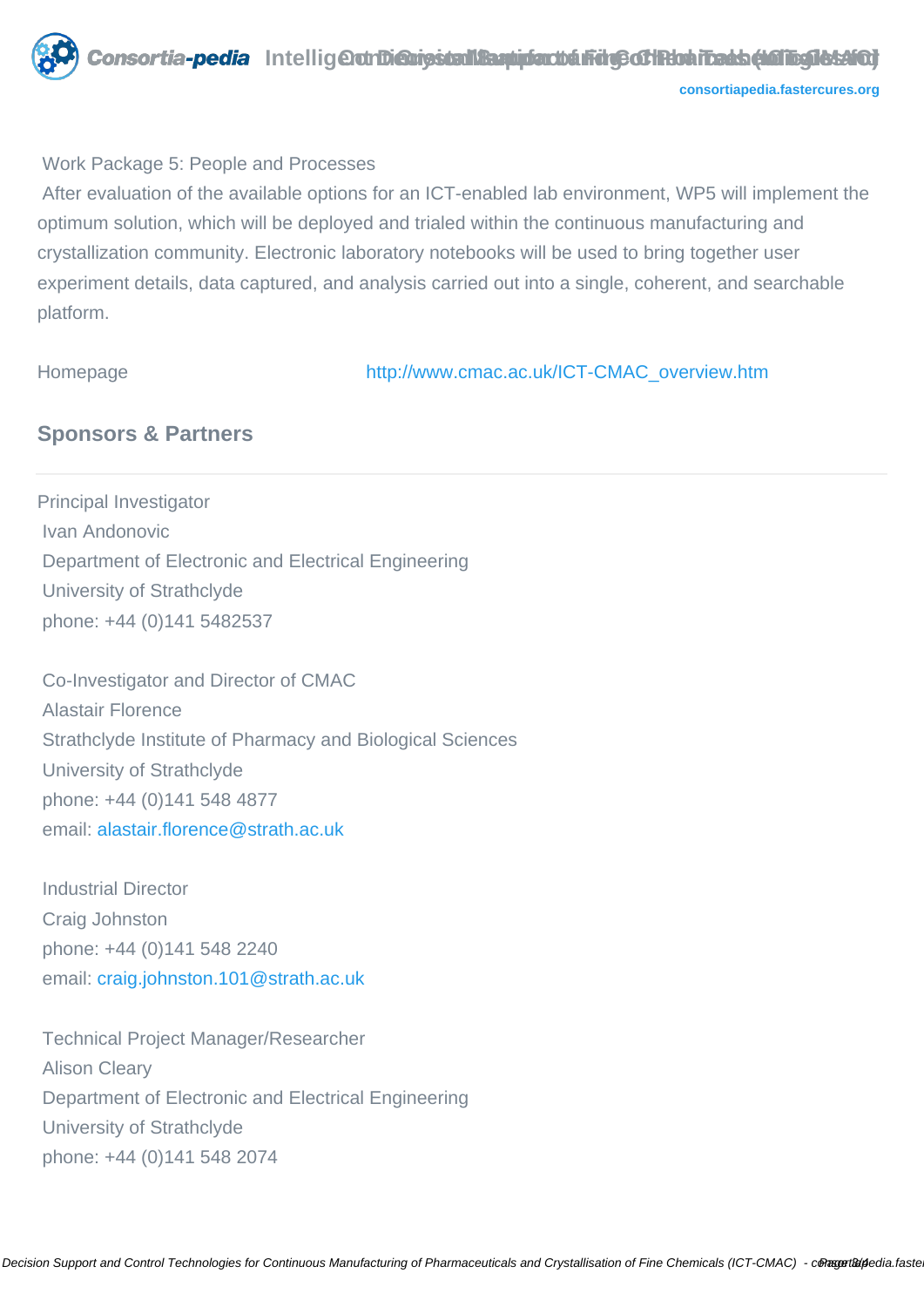Work Package 5: People and Processes

After evaluation of the available options for an ICT-enabled lab environment, WP5 will implement the optimum solution, which will be deployed and trialed within the continuous manufacturing and crystallization community. Electronic laboratory notebooks will be used to bring together user experiment details, data captured, and analysis carried out into a single, coherent, and searchable platform.

Homepage http://www.cmac.ac.uk/ICT-CMAC_overview.htm

## Sponsors & Partners

Principal Investigator
Ivan Andonovic
Department of Electronic and Electrical Engineering
University of Strathclyde
phone: +44 (0)141 5482537

Co-Investigator and Director of CMAC
Alastair Florence
Strathclyde Institute of Pharmacy and Biological Sciences
University of Strathclyde
phone: +44 (0)141 548 4877
email: alastair.florence@strath.ac.uk

Industrial Director
Craig Johnston
phone: +44 (0)141 548 2240
email: craig.johnston.101@strath.ac.uk

Technical Project Manager/Researcher
Alison Cleary
Department of Electronic and Electrical Engineering
University of Strathclyde
phone: +44 (0)141 548 2074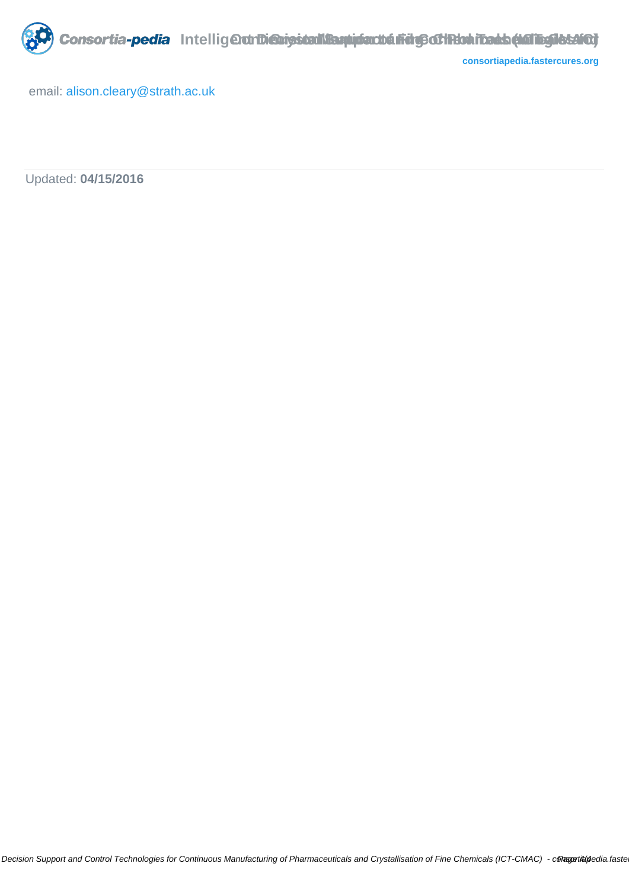email: alison.cleary@strath.ac.uk

Updated: **04/15/2016**